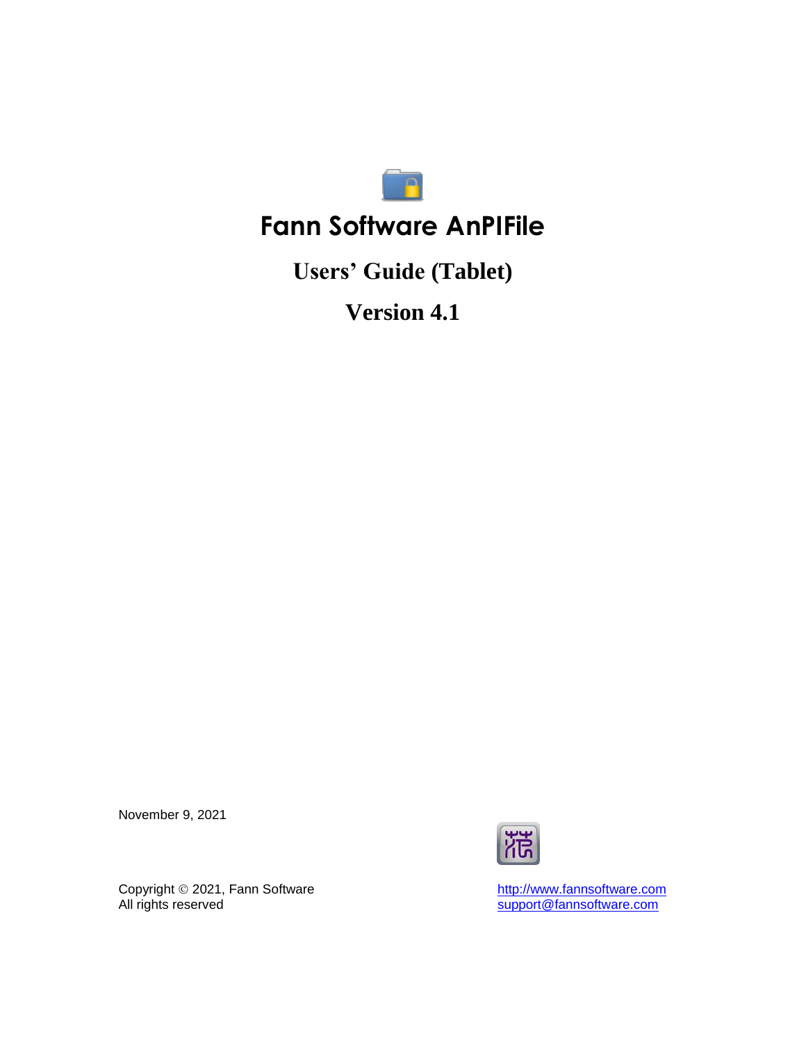# Fann Software AnPIFile

## Users' Guide (Tablet)

## Version 4.1

November 9, 2021

Copyright © 2021, Fann Software
All rights reserved

http://www.fannsoftware.com
support@fannsoftware.com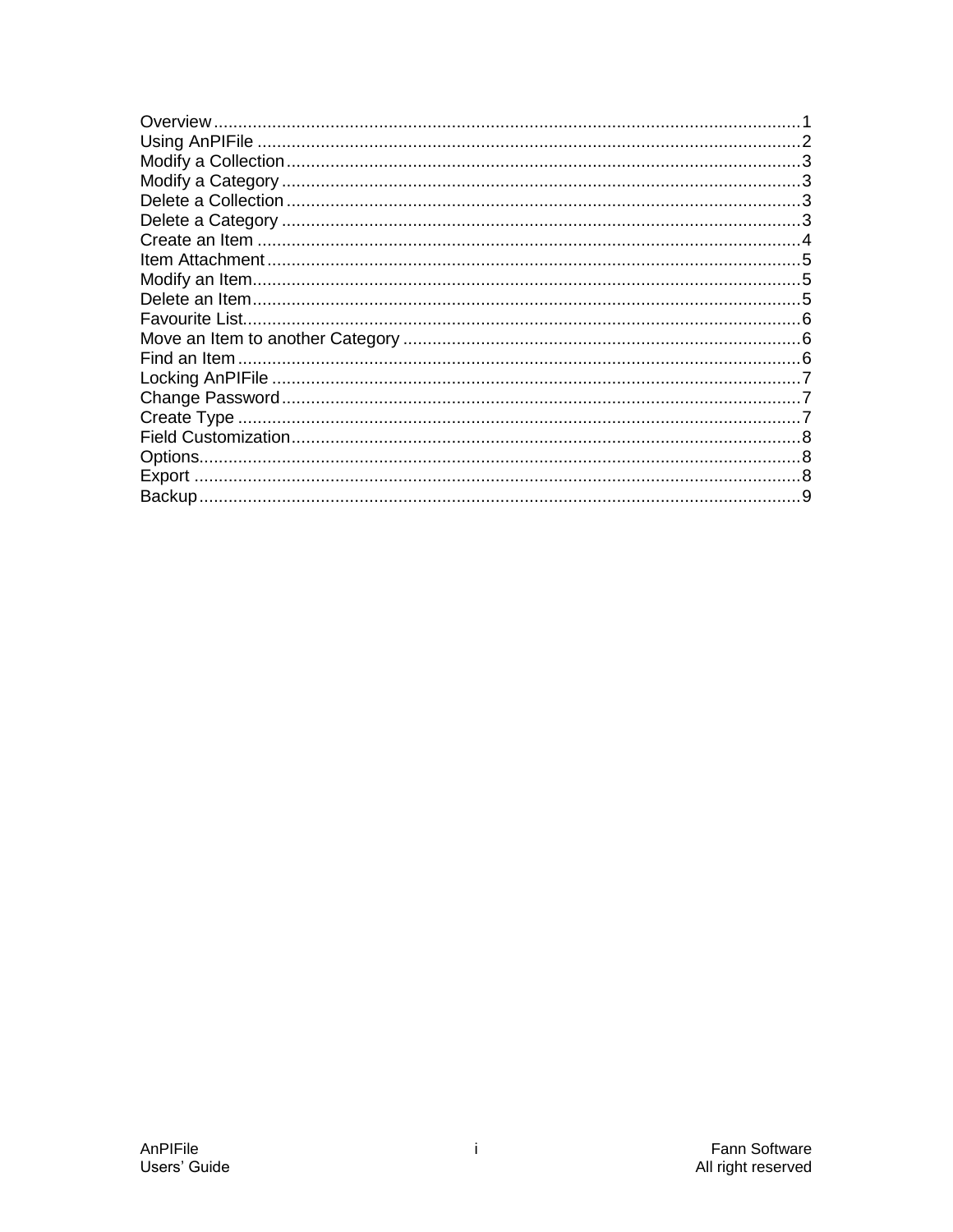Overview ........................................................................................................................1
Using AnPIFile ...............................................................................................................2
Modify a Collection.........................................................................................................3
Modify a Category ..........................................................................................................3
Delete a Collection .........................................................................................................3
Delete a Category ..........................................................................................................3
Create an Item ...............................................................................................................4
Item Attachment .............................................................................................................5
Modify an Item................................................................................................................5
Delete an Item................................................................................................................5
Favourite List..................................................................................................................6
Move an Item to another Category .................................................................................6
Find an Item ...................................................................................................................6
Locking AnPIFile ............................................................................................................7
Change Password ..........................................................................................................7
Create Type ...................................................................................................................7
Field Customization........................................................................................................8
Options...........................................................................................................................8
Export ............................................................................................................................8
Backup ...........................................................................................................................9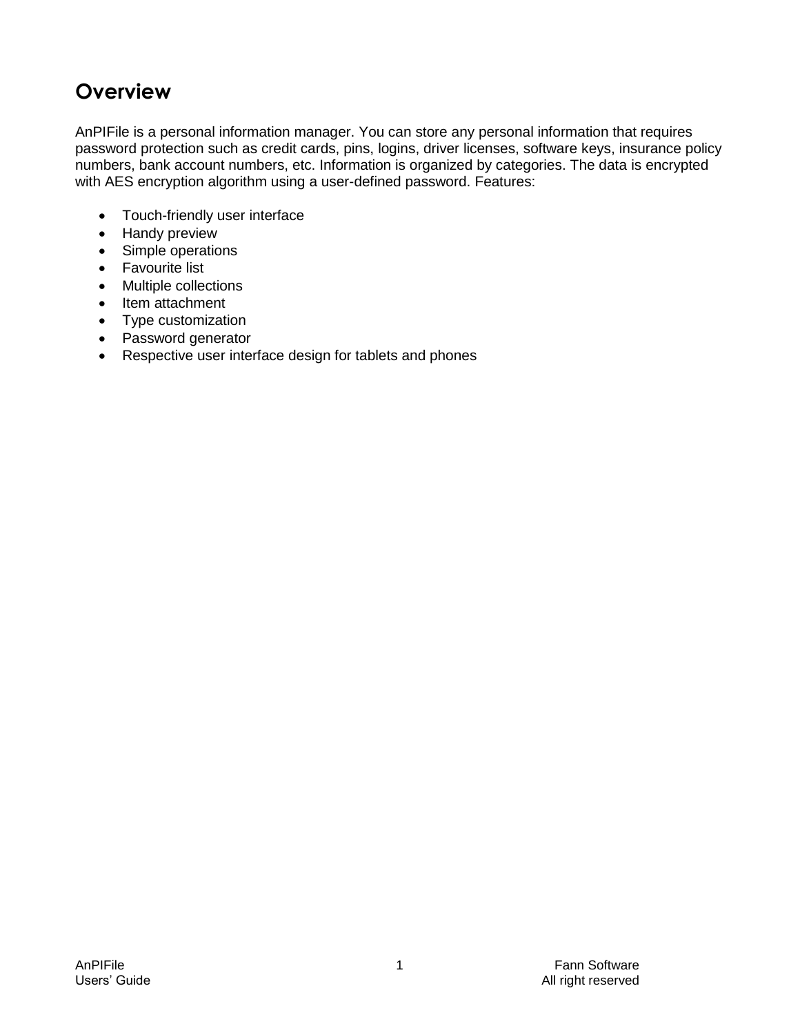# Overview

AnPIFile is a personal information manager. You can store any personal information that requires password protection such as credit cards, pins, logins, driver licenses, software keys, insurance policy numbers, bank account numbers, etc. Information is organized by categories. The data is encrypted with AES encryption algorithm using a user-defined password. Features:

- Touch-friendly user interface
- Handy preview
- Simple operations
- Favourite list
- Multiple collections
- Item attachment
- Type customization
- Password generator
- Respective user interface design for tablets and phones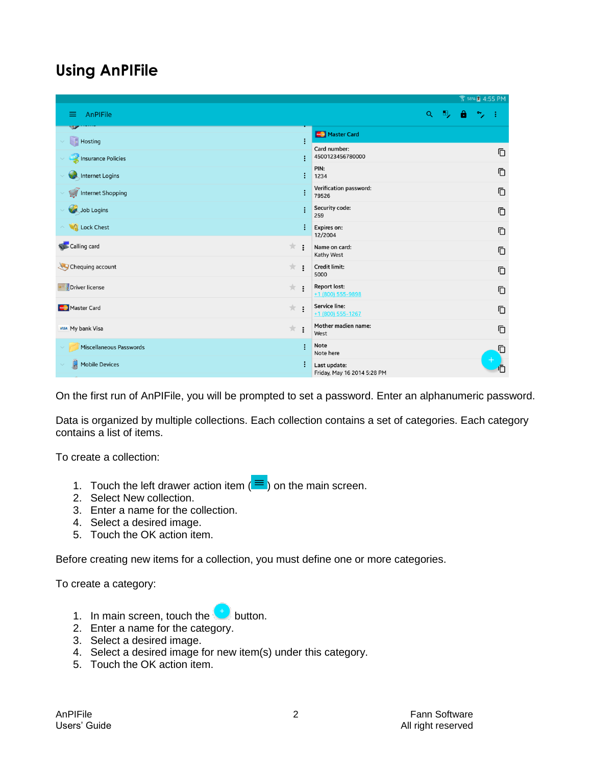# Using AnPIFile

On the first run of AnPIFile, you will be prompted to set a password. Enter an alphanumeric password.

Data is organized by multiple collections. Each collection contains a set of categories. Each category contains a list of items.

To create a collection:

1. Touch the left drawer action item ( ) on the main screen.
2. Select New collection.
3. Enter a name for the collection.
4. Select a desired image.
5. Touch the OK action item.

Before creating new items for a collection, you must define one or more categories.

To create a category:

1. In main screen, touch the button.
2. Enter a name for the category.
3. Select a desired image.
4. Select a desired image for new item(s) under this category.
5. Touch the OK action item.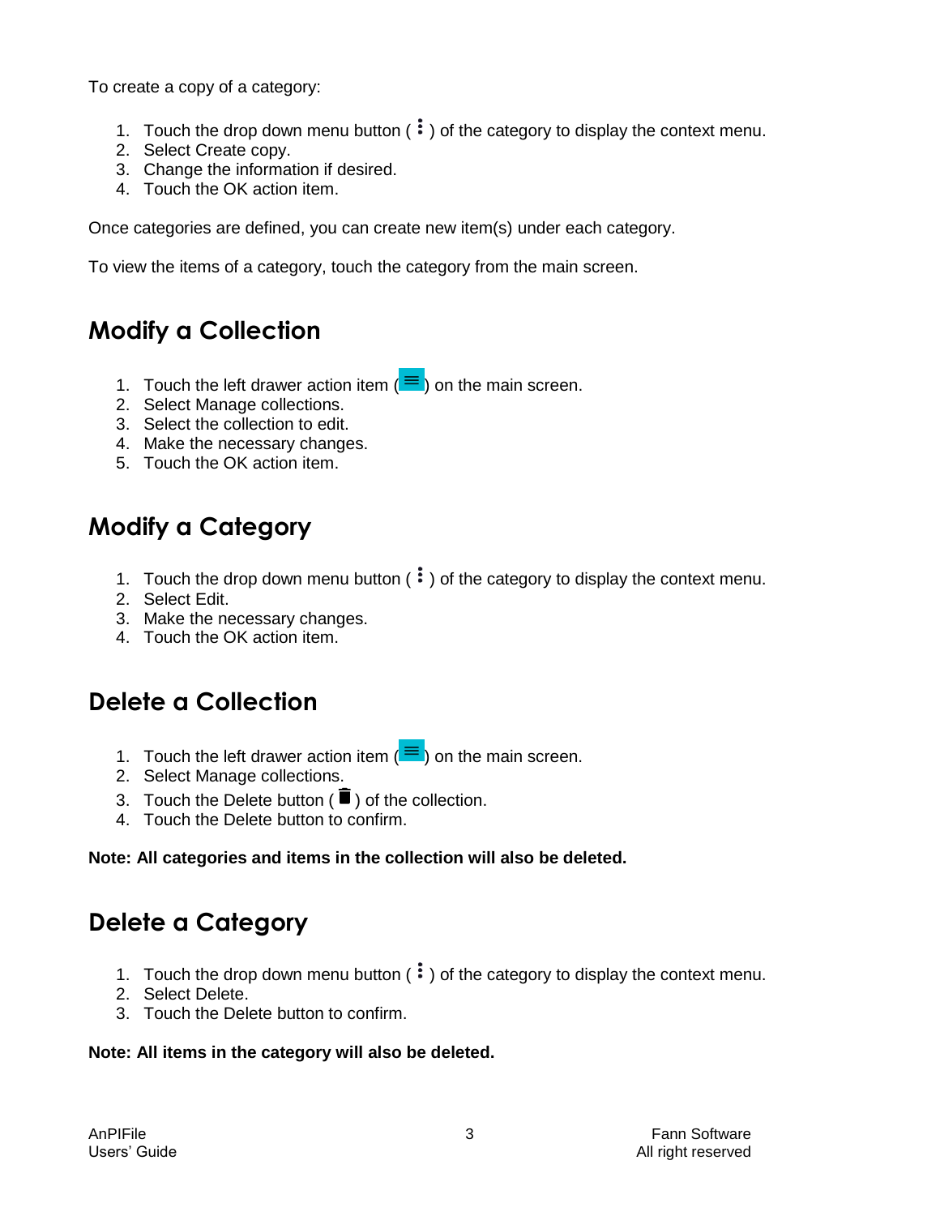To create a copy of a category:

1. Touch the drop down menu button ( ⋮ ) of the category to display the context menu.
2. Select Create copy.
3. Change the information if desired.
4. Touch the OK action item.

Once categories are defined, you can create new item(s) under each category.

To view the items of a category, touch the category from the main screen.

## Modify a Collection

1. Touch the left drawer action item ( ≡ ) on the main screen.
2. Select Manage collections.
3. Select the collection to edit.
4. Make the necessary changes.
5. Touch the OK action item.

## Modify a Category

1. Touch the drop down menu button ( ⋮ ) of the category to display the context menu.
2. Select Edit.
3. Make the necessary changes.
4. Touch the OK action item.

## Delete a Collection

1. Touch the left drawer action item ( ≡ ) on the main screen.
2. Select Manage collections.
3. Touch the Delete button ( 🗑 ) of the collection.
4. Touch the Delete button to confirm.

**Note: All categories and items in the collection will also be deleted.**

## Delete a Category

1. Touch the drop down menu button ( ⋮ ) of the category to display the context menu.
2. Select Delete.
3. Touch the Delete button to confirm.

**Note: All items in the category will also be deleted.**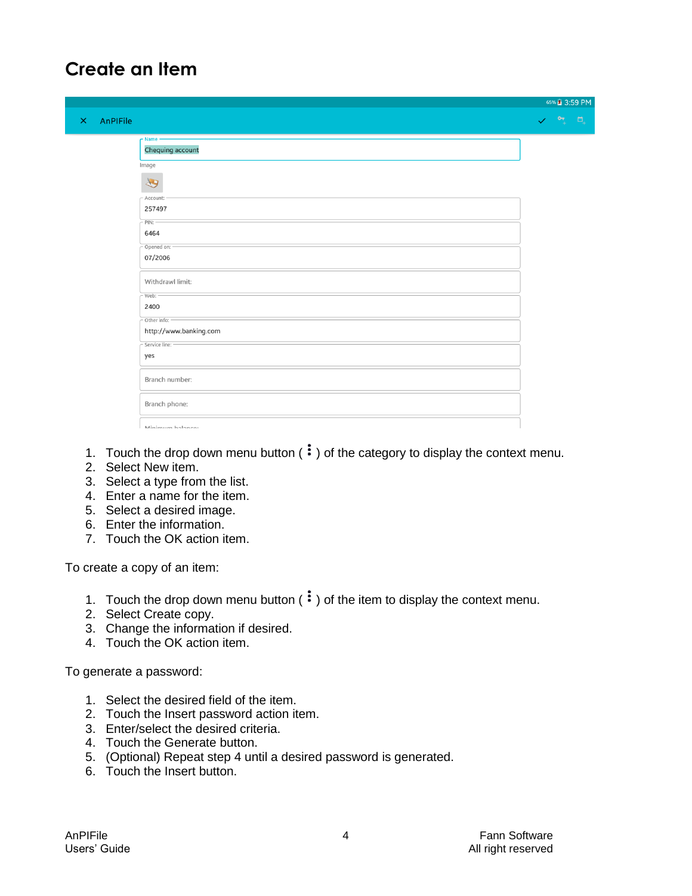# Create an Item

1. Touch the drop down menu button ( ⋮ ) of the category to display the context menu.
2. Select New item.
3. Select a type from the list.
4. Enter a name for the item.
5. Select a desired image.
6. Enter the information.
7. Touch the OK action item.

To create a copy of an item:

1. Touch the drop down menu button ( ⋮ ) of the item to display the context menu.
2. Select Create copy.
3. Change the information if desired.
4. Touch the OK action item.

To generate a password:

1. Select the desired field of the item.
2. Touch the Insert password action item.
3. Enter/select the desired criteria.
4. Touch the Generate button.
5. (Optional) Repeat step 4 until a desired password is generated.
6. Touch the Insert button.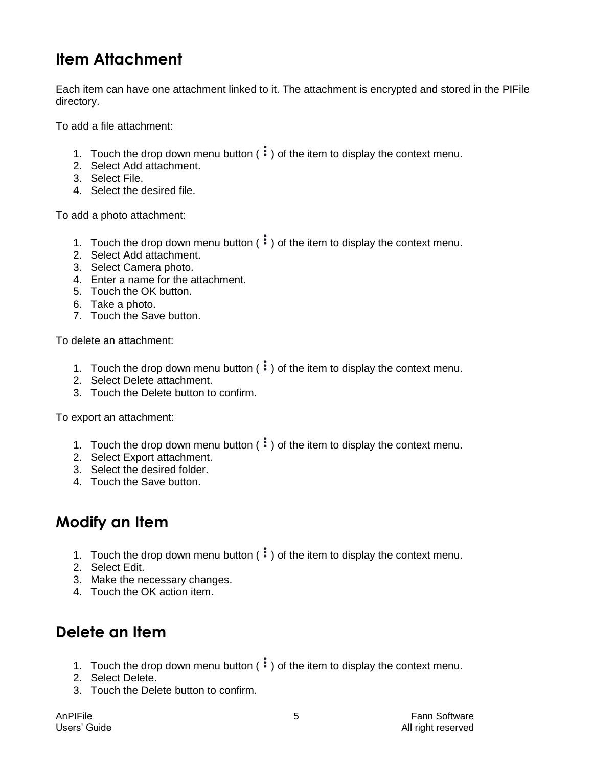## Item Attachment

Each item can have one attachment linked to it. The attachment is encrypted and stored in the PIFile directory.

To add a file attachment:

1. Touch the drop down menu button ( ⋮ ) of the item to display the context menu.
2. Select Add attachment.
3. Select File.
4. Select the desired file.

To add a photo attachment:

1. Touch the drop down menu button ( ⋮ ) of the item to display the context menu.
2. Select Add attachment.
3. Select Camera photo.
4. Enter a name for the attachment.
5. Touch the OK button.
6. Take a photo.
7. Touch the Save button.

To delete an attachment:

1. Touch the drop down menu button ( ⋮ ) of the item to display the context menu.
2. Select Delete attachment.
3. Touch the Delete button to confirm.

To export an attachment:

1. Touch the drop down menu button ( ⋮ ) of the item to display the context menu.
2. Select Export attachment.
3. Select the desired folder.
4. Touch the Save button.

## Modify an Item

1. Touch the drop down menu button ( ⋮ ) of the item to display the context menu.
2. Select Edit.
3. Make the necessary changes.
4. Touch the OK action item.

## Delete an Item

1. Touch the drop down menu button ( ⋮ ) of the item to display the context menu.
2. Select Delete.
3. Touch the Delete button to confirm.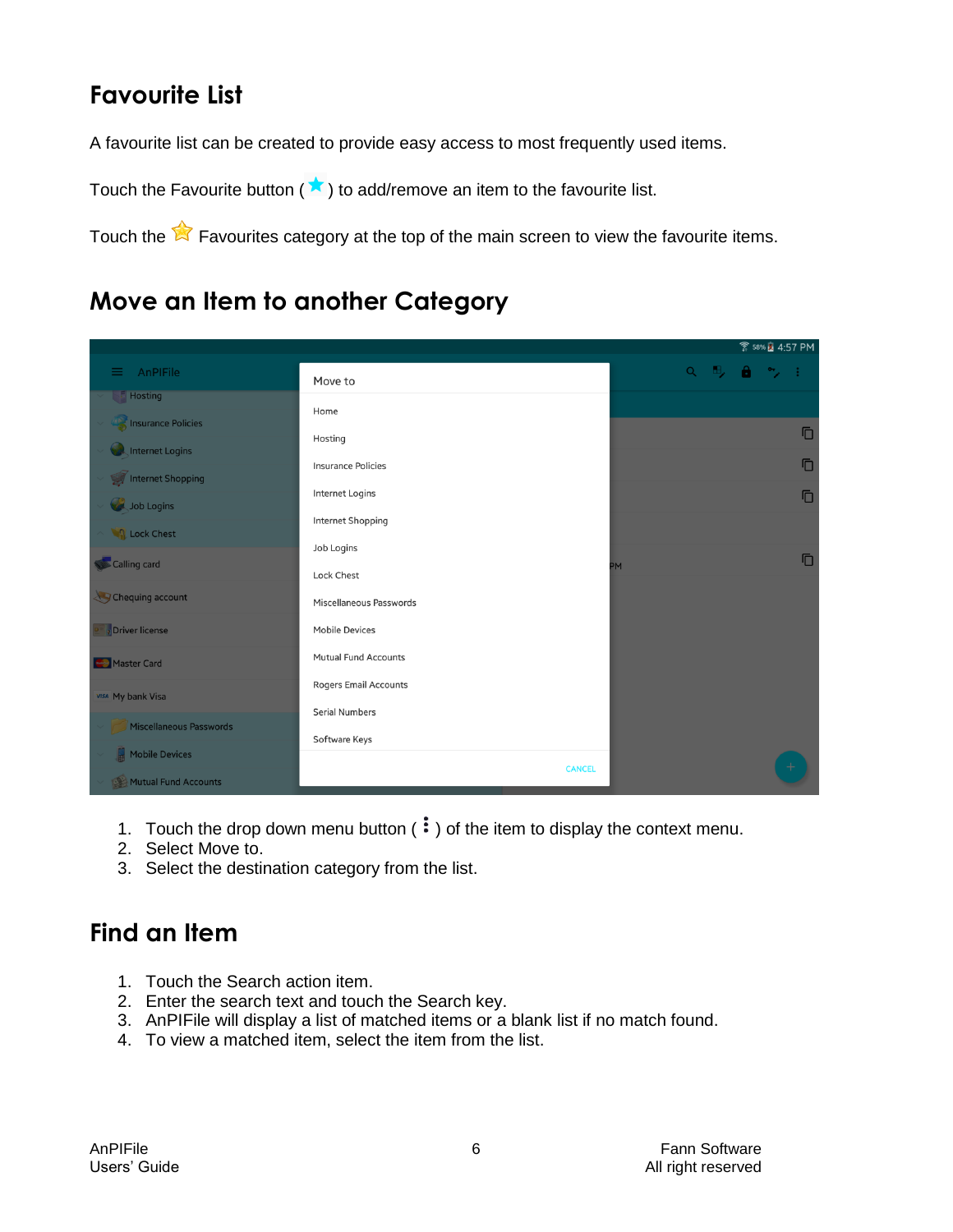## Favourite List

A favourite list can be created to provide easy access to most frequently used items.

Touch the Favourite button ( ★ ) to add/remove an item to the favourite list.

Touch the ☆ Favourites category at the top of the main screen to view the favourite items.

## Move an Item to another Category

1. Touch the drop down menu button ( ⋮ ) of the item to display the context menu.
2. Select Move to.
3. Select the destination category from the list.

## Find an Item

1. Touch the Search action item.
2. Enter the search text and touch the Search key.
3. AnPIFile will display a list of matched items or a blank list if no match found.
4. To view a matched item, select the item from the list.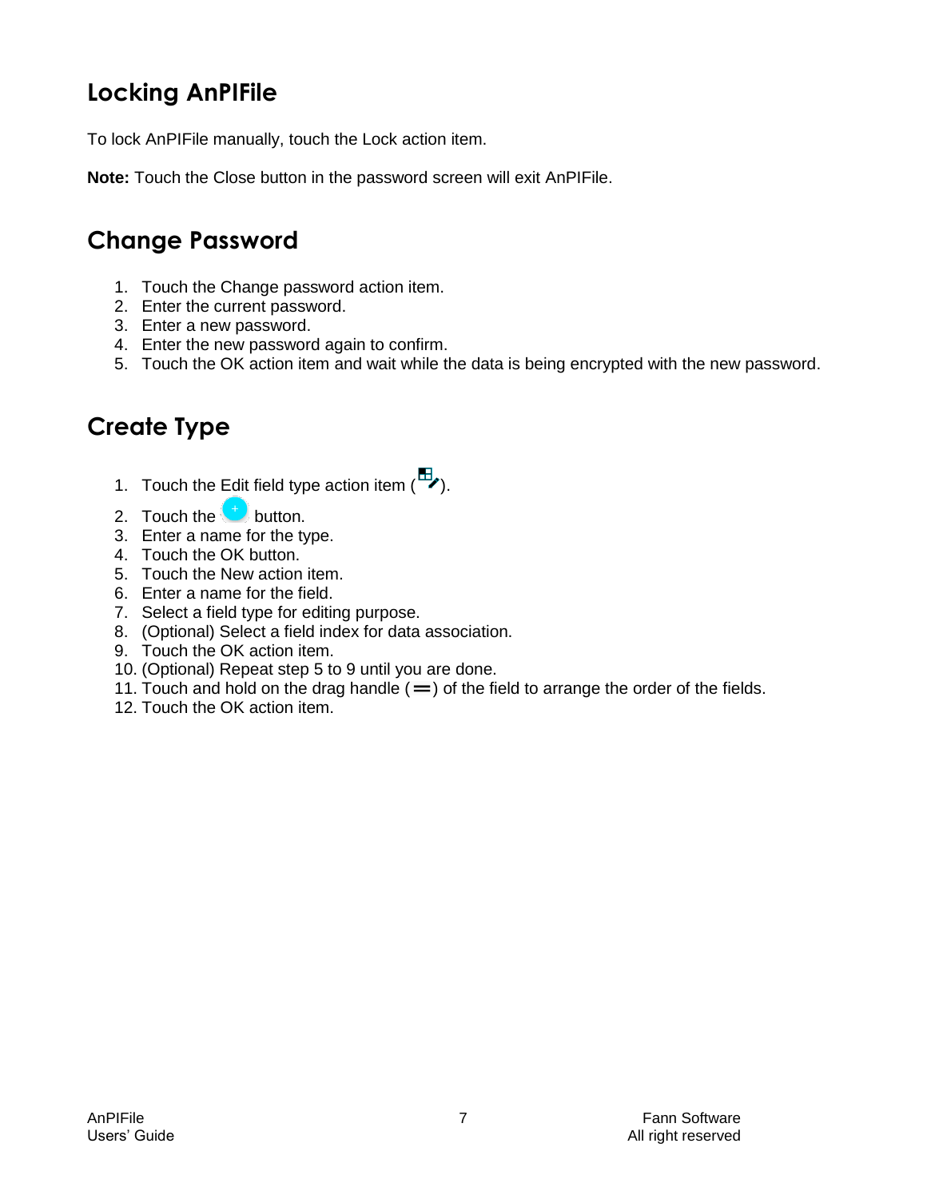## Locking AnPIFile

To lock AnPIFile manually, touch the Lock action item.

**Note:** Touch the Close button in the password screen will exit AnPIFile.

## Change Password

1. Touch the Change password action item.
2. Enter the current password.
3. Enter a new password.
4. Enter the new password again to confirm.
5. Touch the OK action item and wait while the data is being encrypted with the new password.

## Create Type

1. Touch the Edit field type action item ( ).
2. Touch the button.
3. Enter a name for the type.
4. Touch the OK button.
5. Touch the New action item.
6. Enter a name for the field.
7. Select a field type for editing purpose.
8. (Optional) Select a field index for data association.
9. Touch the OK action item.
10. (Optional) Repeat step 5 to 9 until you are done.
11. Touch and hold on the drag handle (═) of the field to arrange the order of the fields.
12. Touch the OK action item.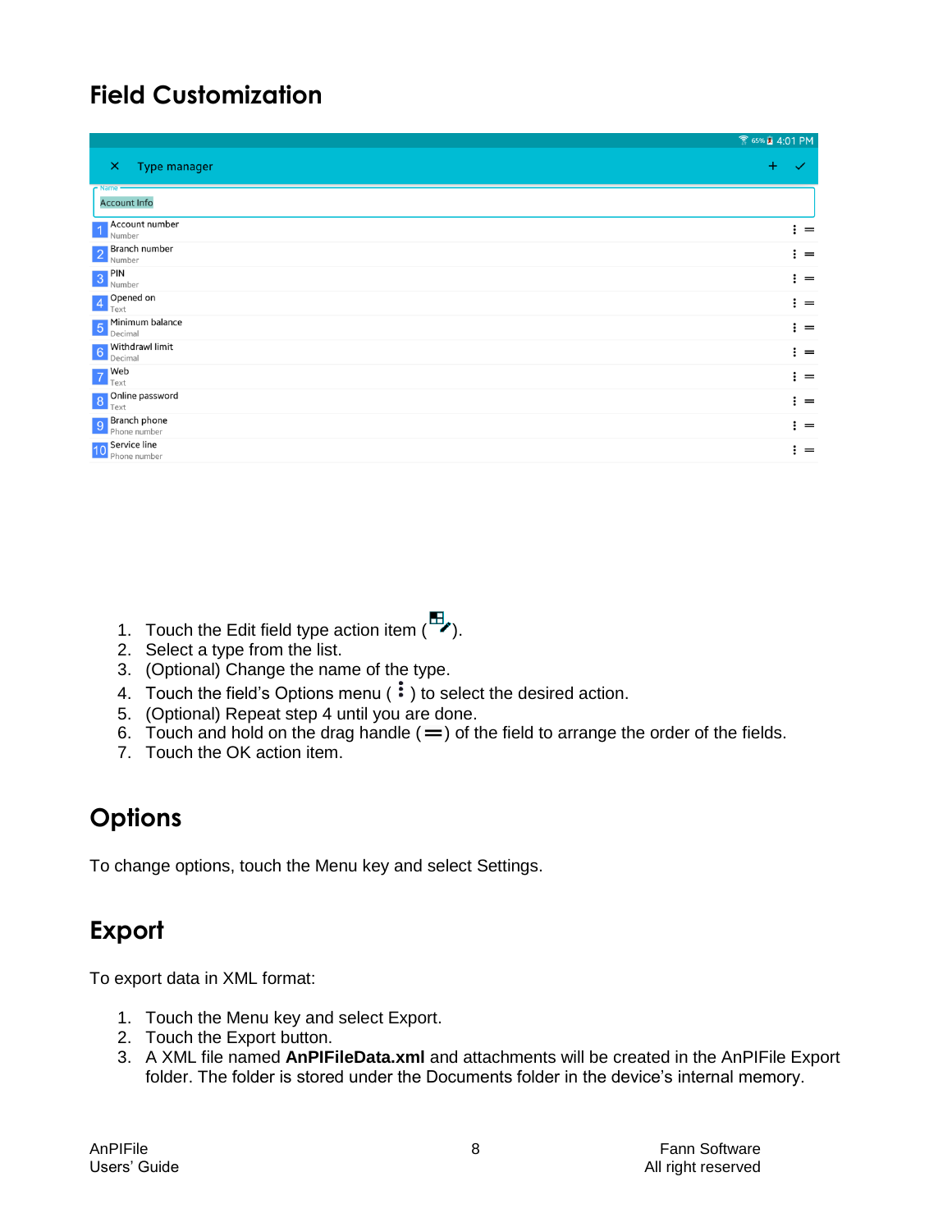# Field Customization

1. Touch the Edit field type action item ( ).
2. Select a type from the list.
3. (Optional) Change the name of the type.
4. Touch the field's Options menu ( ⋮ ) to select the desired action.
5. (Optional) Repeat step 4 until you are done.
6. Touch and hold on the drag handle (═) of the field to arrange the order of the fields.
7. Touch the OK action item.

# Options

To change options, touch the Menu key and select Settings.

# Export

To export data in XML format:

1. Touch the Menu key and select Export.
2. Touch the Export button.
3. A XML file named **AnPIFileData.xml** and attachments will be created in the AnPIFile Export folder. The folder is stored under the Documents folder in the device's internal memory.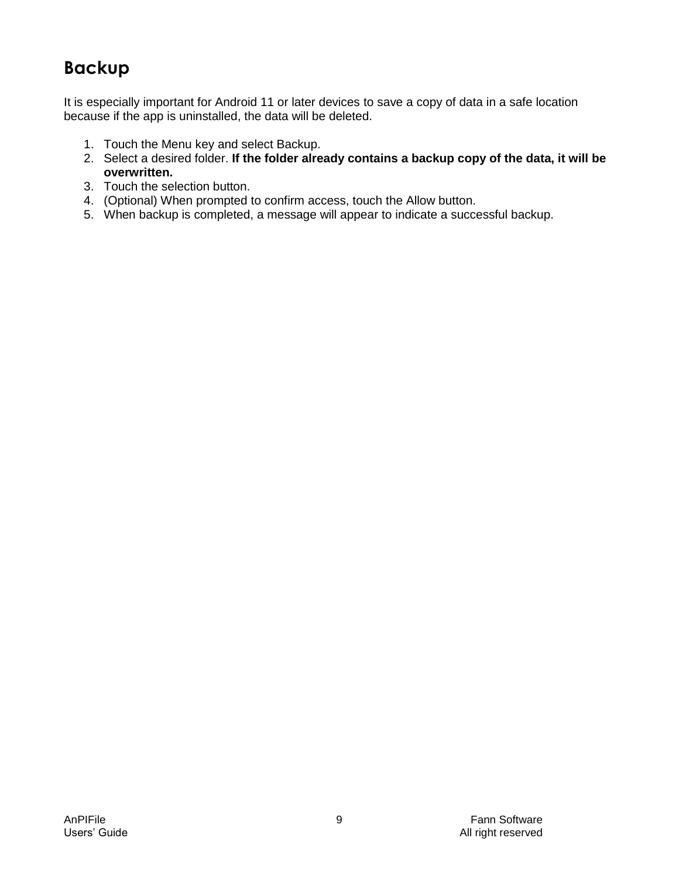# Backup

It is especially important for Android 11 or later devices to save a copy of data in a safe location because if the app is uninstalled, the data will be deleted.

1. Touch the Menu key and select Backup.
2. Select a desired folder. **If the folder already contains a backup copy of the data, it will be overwritten.**
3. Touch the selection button.
4. (Optional) When prompted to confirm access, touch the Allow button.
5. When backup is completed, a message will appear to indicate a successful backup.